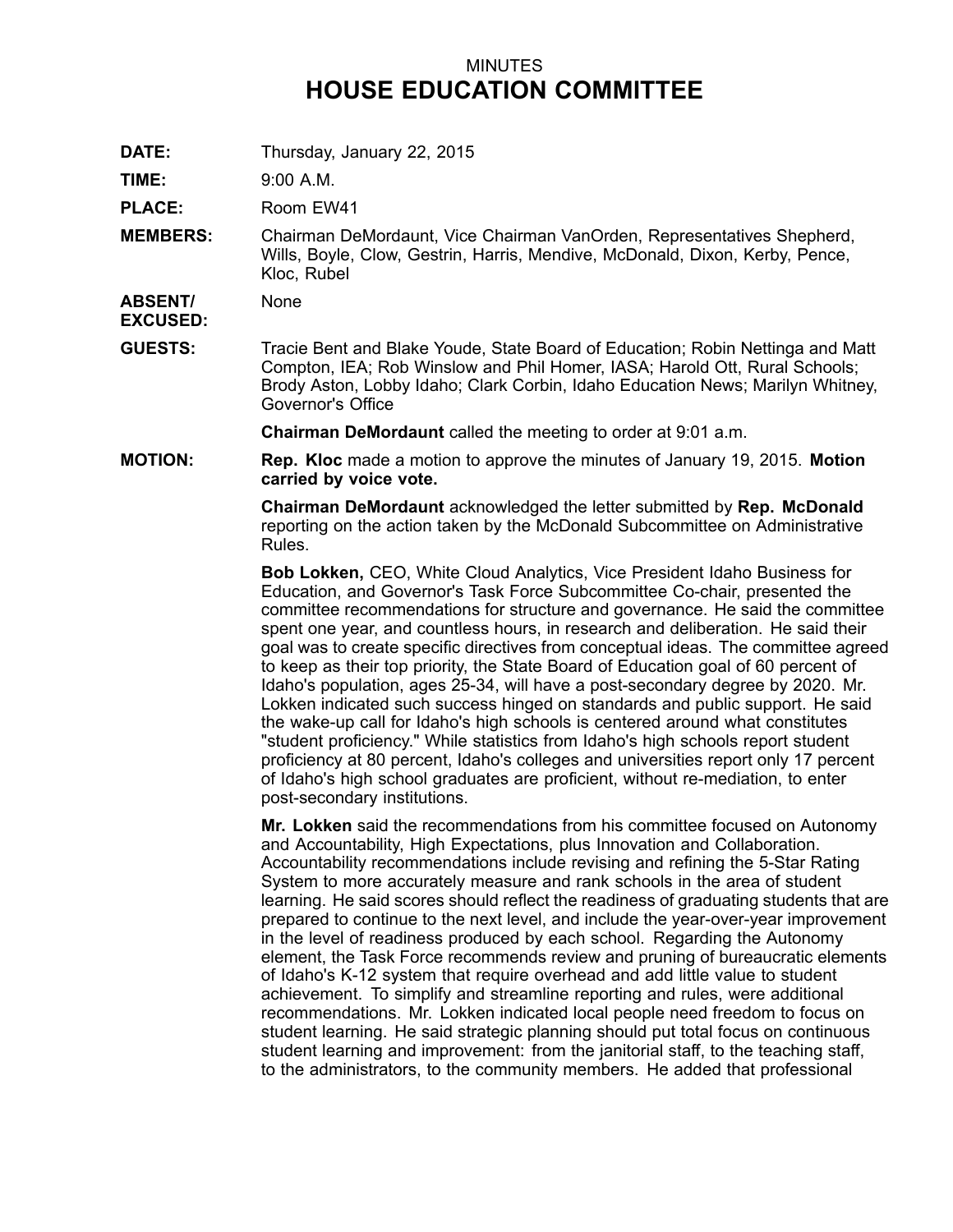MINUTES

# HOUSE EDUCATION COMMITTEE

**DATE:** Thursday, January 22, 2015

**TIME:** 9:00 A.M.

**PLACE:** Room EW41

**MEMBERS:** Chairman DeMordaunt, Vice Chairman VanOrden, Representatives Shepherd, Wills, Boyle, Clow, Gestrin, Harris, Mendive, McDonald, Dixon, Kerby, Pence, Kloc, Rubel

**ABSENT/ EXCUSED:** None

**GUESTS:** Tracie Bent and Blake Youde, State Board of Education; Robin Nettinga and Matt Compton, IEA; Rob Winslow and Phil Homer, IASA; Harold Ott, Rural Schools; Brody Aston, Lobby Idaho; Clark Corbin, Idaho Education News; Marilyn Whitney, Governor's Office

**Chairman DeMordaunt** called the meeting to order at 9:01 a.m.

**MOTION:** **Rep. Kloc** made a motion to approve the minutes of January 19, 2015. **Motion carried by voice vote.**

**Chairman DeMordaunt** acknowledged the letter submitted by **Rep. McDonald** reporting on the action taken by the McDonald Subcommittee on Administrative Rules.

**Bob Lokken,** CEO, White Cloud Analytics, Vice President Idaho Business for Education, and Governor's Task Force Subcommittee Co-chair, presented the committee recommendations for structure and governance. He said the committee spent one year, and countless hours, in research and deliberation. He said their goal was to create specific directives from conceptual ideas. The committee agreed to keep as their top priority, the State Board of Education goal of 60 percent of Idaho's population, ages 25-34, will have a post-secondary degree by 2020. Mr. Lokken indicated such success hinged on standards and public support. He said the wake-up call for Idaho's high schools is centered around what constitutes "student proficiency." While statistics from Idaho's high schools report student proficiency at 80 percent, Idaho's colleges and universities report only 17 percent of Idaho's high school graduates are proficient, without re-mediation, to enter post-secondary institutions.

**Mr. Lokken** said the recommendations from his committee focused on Autonomy and Accountability, High Expectations, plus Innovation and Collaboration. Accountability recommendations include revising and refining the 5-Star Rating System to more accurately measure and rank schools in the area of student learning. He said scores should reflect the readiness of graduating students that are prepared to continue to the next level, and include the year-over-year improvement in the level of readiness produced by each school. Regarding the Autonomy element, the Task Force recommends review and pruning of bureaucratic elements of Idaho's K-12 system that require overhead and add little value to student achievement. To simplify and streamline reporting and rules, were additional recommendations. Mr. Lokken indicated local people need freedom to focus on student learning. He said strategic planning should put total focus on continuous student learning and improvement: from the janitorial staff, to the teaching staff, to the administrators, to the community members. He added that professional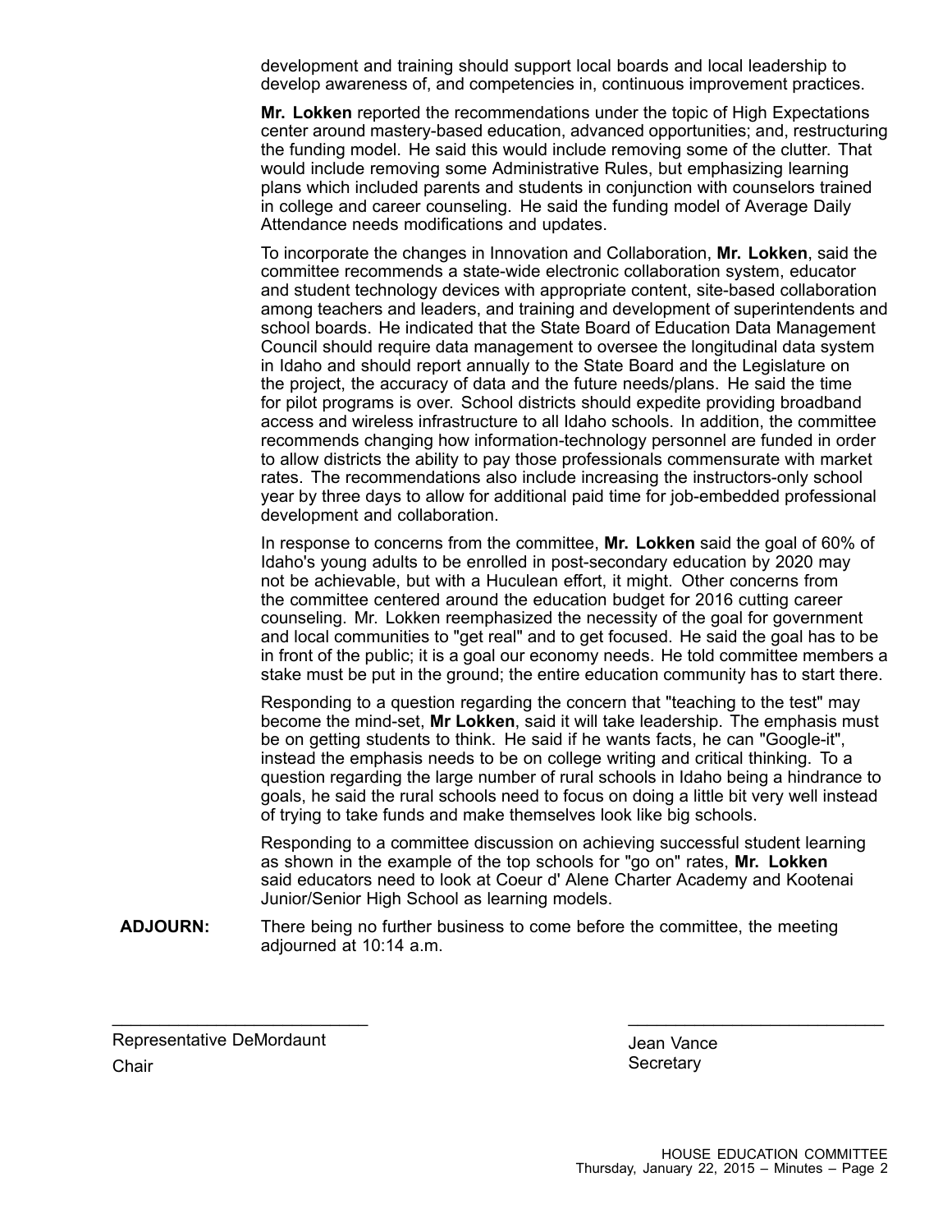development and training should support local boards and local leadership to develop awareness of, and competencies in, continuous improvement practices.

**Mr. Lokken** reported the recommendations under the topic of High Expectations center around mastery-based education, advanced opportunities; and, restructuring the funding model. He said this would include removing some of the clutter. That would include removing some Administrative Rules, but emphasizing learning plans which included parents and students in conjunction with counselors trained in college and career counseling. He said the funding model of Average Daily Attendance needs modifications and updates.

To incorporate the changes in Innovation and Collaboration, **Mr. Lokken**, said the committee recommends a state-wide electronic collaboration system, educator and student technology devices with appropriate content, site-based collaboration among teachers and leaders, and training and development of superintendents and school boards. He indicated that the State Board of Education Data Management Council should require data management to oversee the longitudinal data system in Idaho and should report annually to the State Board and the Legislature on the project, the accuracy of data and the future needs/plans. He said the time for pilot programs is over. School districts should expedite providing broadband access and wireless infrastructure to all Idaho schools. In addition, the committee recommends changing how information-technology personnel are funded in order to allow districts the ability to pay those professionals commensurate with market rates. The recommendations also include increasing the instructors-only school year by three days to allow for additional paid time for job-embedded professional development and collaboration.

In response to concerns from the committee, **Mr. Lokken** said the goal of 60% of Idaho's young adults to be enrolled in post-secondary education by 2020 may not be achievable, but with a Huculean effort, it might. Other concerns from the committee centered around the education budget for 2016 cutting career counseling. Mr. Lokken reemphasized the necessity of the goal for government and local communities to "get real" and to get focused. He said the goal has to be in front of the public; it is a goal our economy needs. He told committee members a stake must be put in the ground; the entire education community has to start there.

Responding to a question regarding the concern that "teaching to the test" may become the mind-set, **Mr Lokken**, said it will take leadership. The emphasis must be on getting students to think. He said if he wants facts, he can "Google-it", instead the emphasis needs to be on college writing and critical thinking. To a question regarding the large number of rural schools in Idaho being a hindrance to goals, he said the rural schools need to focus on doing a little bit very well instead of trying to take funds and make themselves look like big schools.

Responding to a committee discussion on achieving successful student learning as shown in the example of the top schools for "go on" rates, **Mr. Lokken** said educators need to look at Coeur d' Alene Charter Academy and Kootenai Junior/Senior High School as learning models.

**ADJOURN:** There being no further business to come before the committee, the meeting adjourned at 10:14 a.m.

\_\_\_\_\_\_\_\_\_\_\_\_\_\_\_\_\_\_\_\_\_\_\_\_\_\_\_\_
Representative DeMordaunt
Chair

\_\_\_\_\_\_\_\_\_\_\_\_\_\_\_\_\_\_\_\_\_\_\_\_\_\_\_\_
Jean Vance
Secretary